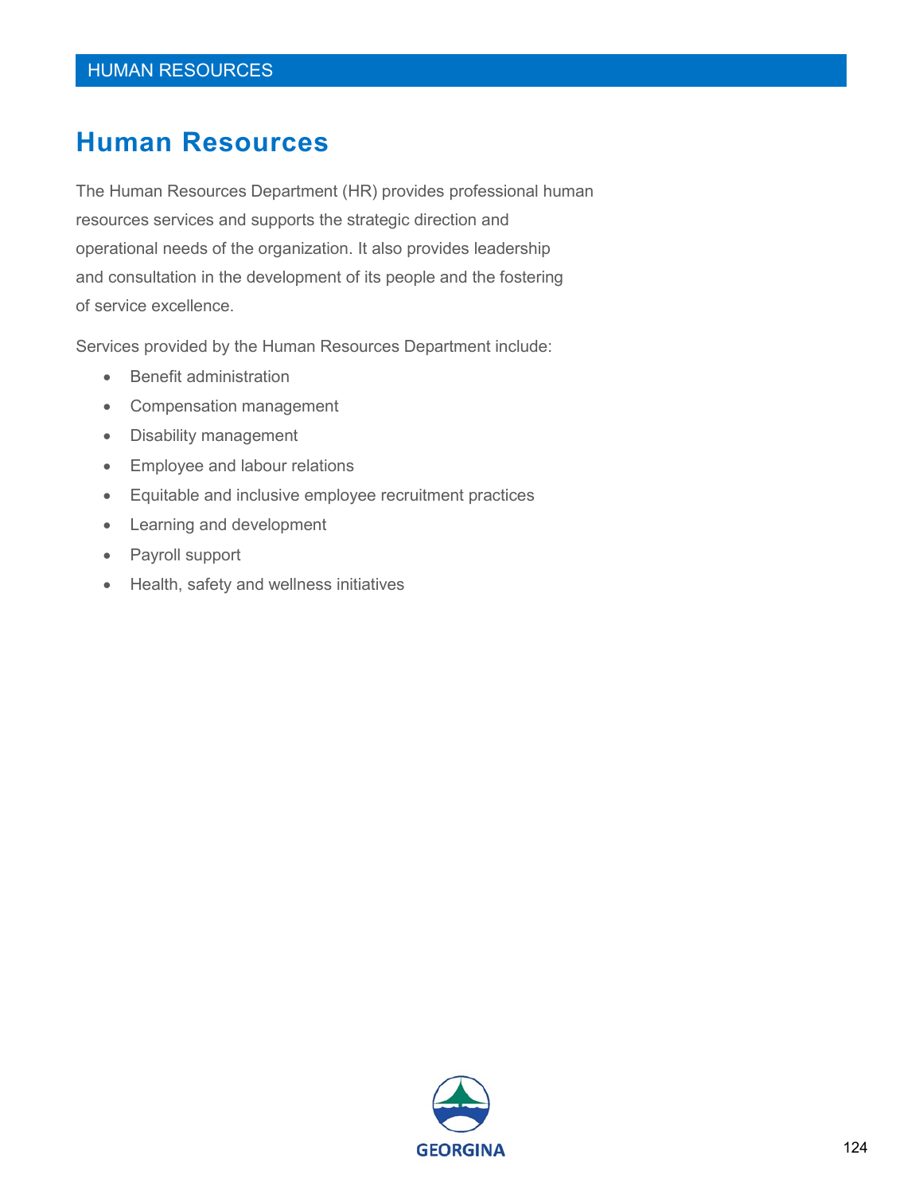# Human Resources

The Human Resources Department (HR) provides professional human resources services and supports the strategic direction and operational needs of the organization. It also provides leadership and consultation in the development of its people and the fostering of service excellence.

Services provided by the Human Resources Department include:

- Benefit administration
- Compensation management
- Disability management
- Employee and labour relations
- Equitable and inclusive employee recruitment practices
- Learning and development
- Payroll support
- Health, safety and wellness initiatives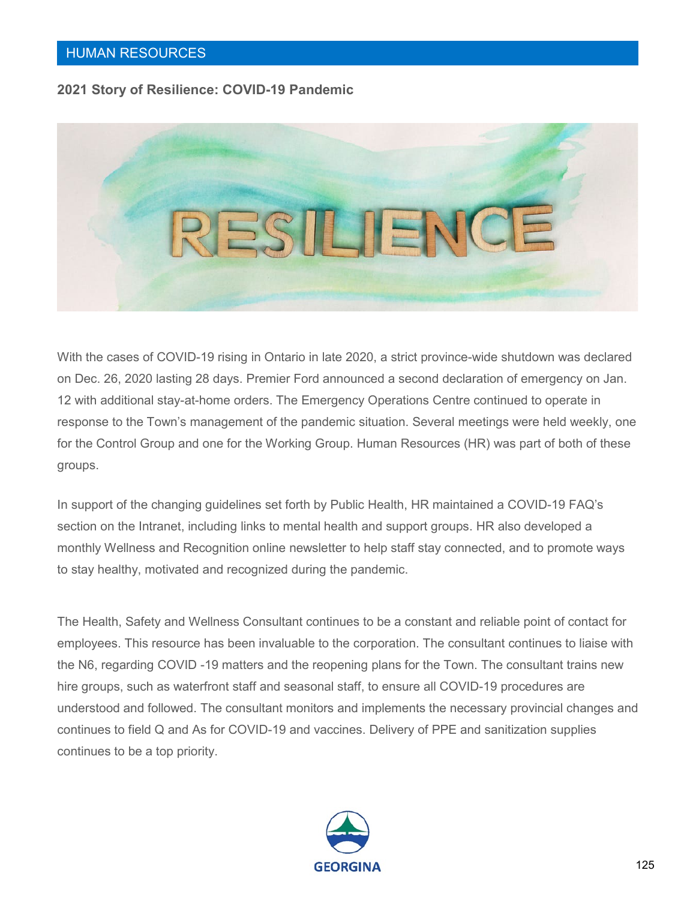## HUMAN RESOURCES

### 2021 Story of Resilience: COVID-19 Pandemic

With the cases of COVID-19 rising in Ontario in late 2020, a strict province-wide shutdown was declared on Dec. 26, 2020 lasting 28 days. Premier Ford announced a second declaration of emergency on Jan. 12 with additional stay-at-home orders. The Emergency Operations Centre continued to operate in response to the Town's management of the pandemic situation. Several meetings were held weekly, one for the Control Group and one for the Working Group. Human Resources (HR) was part of both of these groups.

In support of the changing guidelines set forth by Public Health, HR maintained a COVID-19 FAQ's section on the Intranet, including links to mental health and support groups. HR also developed a monthly Wellness and Recognition online newsletter to help staff stay connected, and to promote ways to stay healthy, motivated and recognized during the pandemic.

The Health, Safety and Wellness Consultant continues to be a constant and reliable point of contact for employees. This resource has been invaluable to the corporation. The consultant continues to liaise with the N6, regarding COVID -19 matters and the reopening plans for the Town. The consultant trains new hire groups, such as waterfront staff and seasonal staff, to ensure all COVID-19 procedures are understood and followed. The consultant monitors and implements the necessary provincial changes and continues to field Q and As for COVID-19 and vaccines. Delivery of PPE and sanitization supplies continues to be a top priority.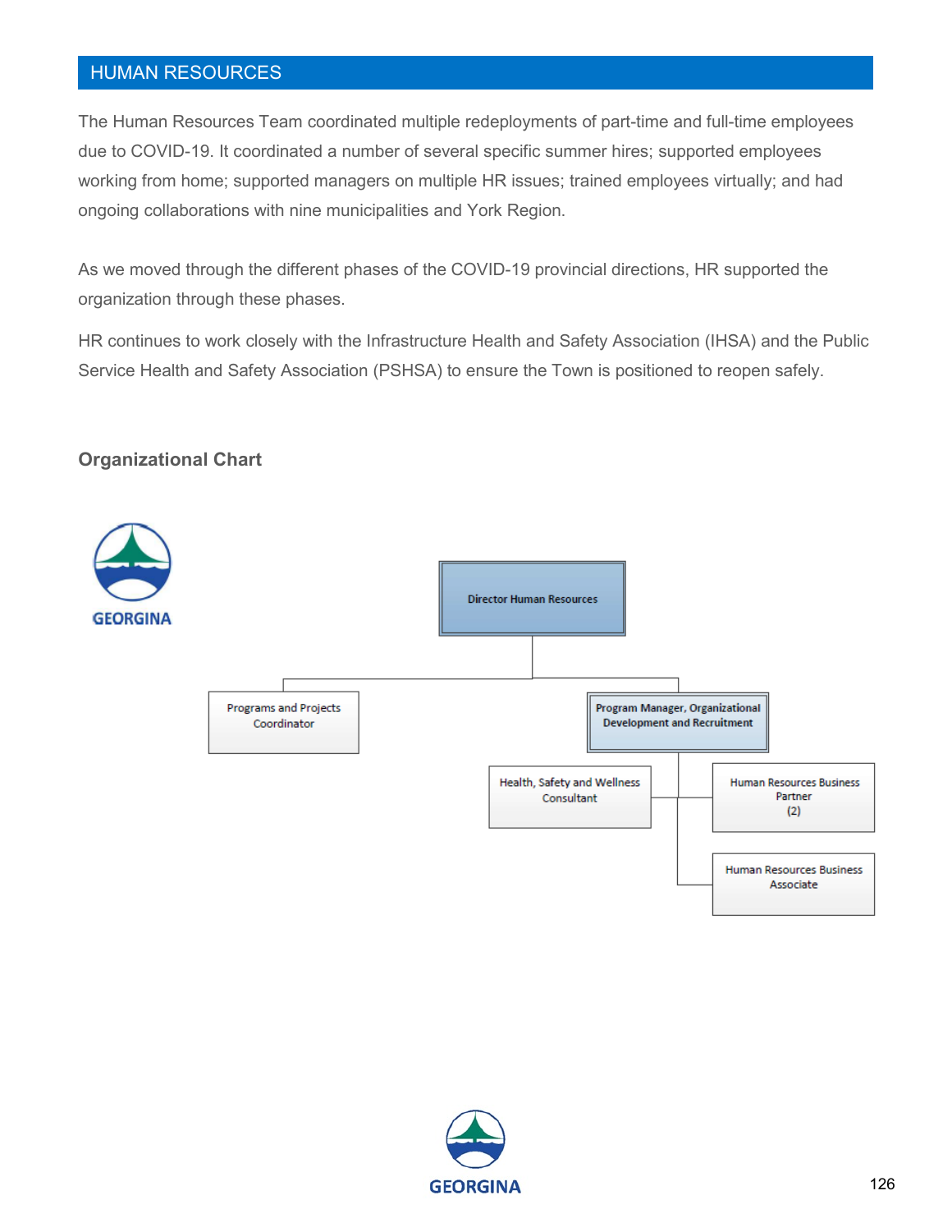## HUMAN RESOURCES

The Human Resources Team coordinated multiple redeployments of part-time and full-time employees due to COVID-19. It coordinated a number of several specific summer hires; supported employees working from home; supported managers on multiple HR issues; trained employees virtually; and had ongoing collaborations with nine municipalities and York Region.

As we moved through the different phases of the COVID-19 provincial directions, HR supported the organization through these phases.

HR continues to work closely with the Infrastructure Health and Safety Association (IHSA) and the Public Service Health and Safety Association (PSHSA) to ensure the Town is positioned to reopen safely.

### Organizational Chart

GEORGINA

- Director Human Resources
  - Programs and Projects Coordinator
  - Program Manager, Organizational Development and Recruitment
    - Health, Safety and Wellness Consultant
    - Human Resources Business Partner (2)
    - Human Resources Business Associate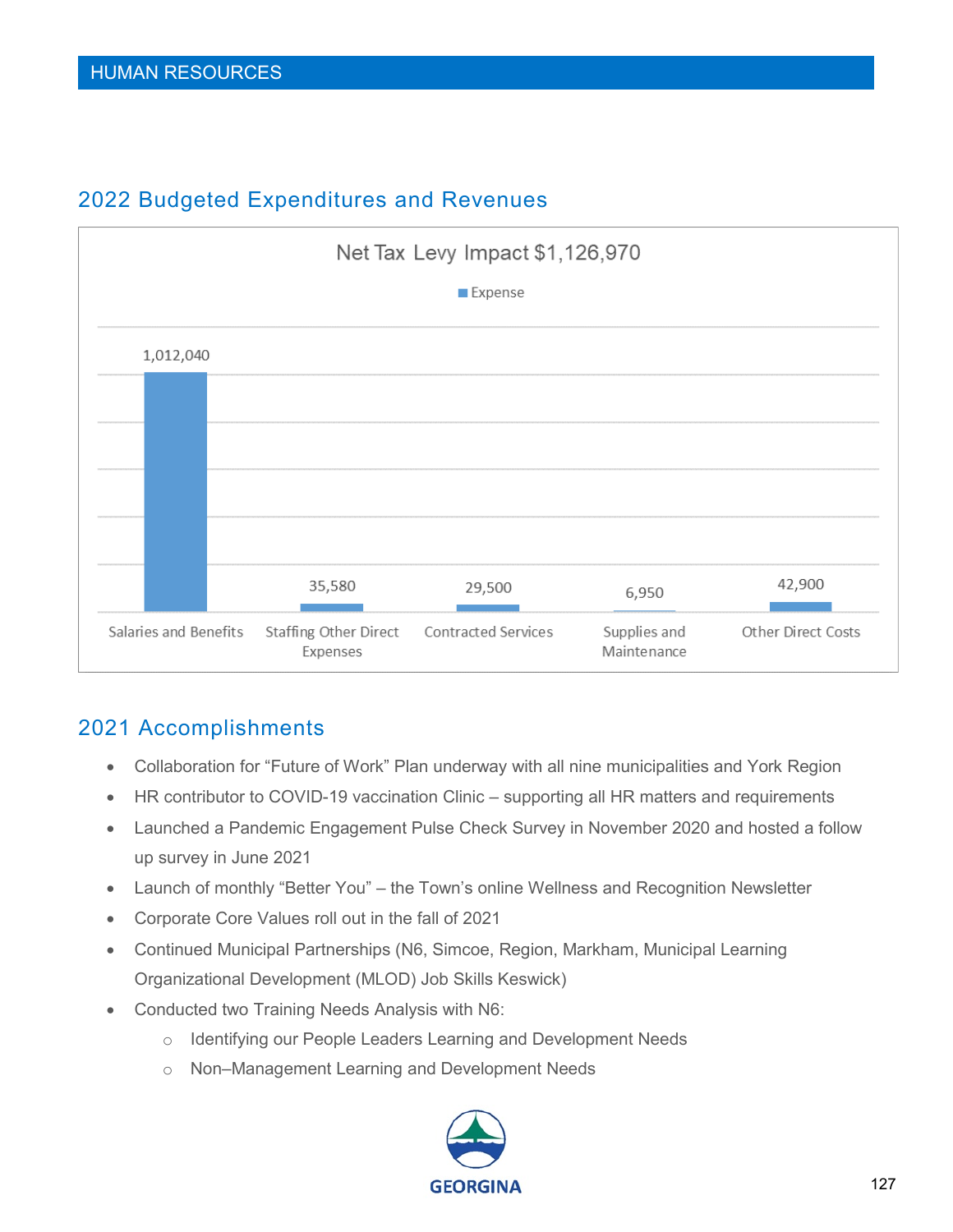## 2022 Budgeted Expenditures and Revenues

Net Tax Levy Impact $1,126,970

| Category | Expense |
| --- | --- |
| Salaries and Benefits | 1,012,040 |
| Staffing Other Direct Expenses | 35,580 |
| Contracted Services | 29,500 |
| Supplies and Maintenance | 6,950 |
| Other Direct Costs | 42,900 |

## 2021 Accomplishments

- Collaboration for “Future of Work” Plan underway with all nine municipalities and York Region
- HR contributor to COVID-19 vaccination Clinic – supporting all HR matters and requirements
- Launched a Pandemic Engagement Pulse Check Survey in November 2020 and hosted a follow up survey in June 2021
- Launch of monthly “Better You” – the Town’s online Wellness and Recognition Newsletter
- Corporate Core Values roll out in the fall of 2021
- Continued Municipal Partnerships (N6, Simcoe, Region, Markham, Municipal Learning Organizational Development (MLOD) Job Skills Keswick)
- Conducted two Training Needs Analysis with N6:
  - Identifying our People Leaders Learning and Development Needs
  - Non–Management Learning and Development Needs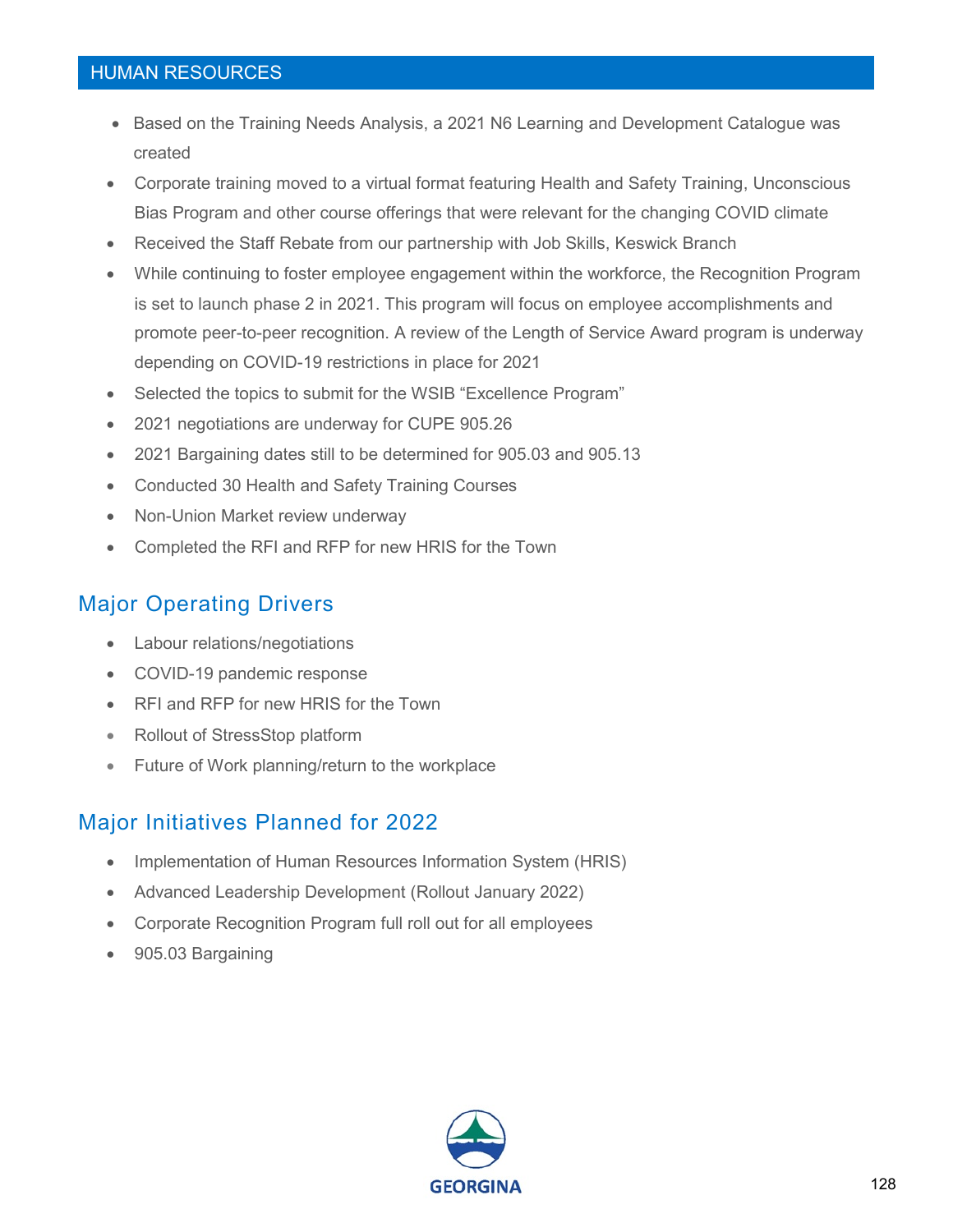## HUMAN RESOURCES

- Based on the Training Needs Analysis, a 2021 N6 Learning and Development Catalogue was created
- Corporate training moved to a virtual format featuring Health and Safety Training, Unconscious Bias Program and other course offerings that were relevant for the changing COVID climate
- Received the Staff Rebate from our partnership with Job Skills, Keswick Branch
- While continuing to foster employee engagement within the workforce, the Recognition Program is set to launch phase 2 in 2021. This program will focus on employee accomplishments and promote peer-to-peer recognition. A review of the Length of Service Award program is underway depending on COVID-19 restrictions in place for 2021
- Selected the topics to submit for the WSIB "Excellence Program"
- 2021 negotiations are underway for CUPE 905.26
- 2021 Bargaining dates still to be determined for 905.03 and 905.13
- Conducted 30 Health and Safety Training Courses
- Non-Union Market review underway
- Completed the RFI and RFP for new HRIS for the Town

## Major Operating Drivers

- Labour relations/negotiations
- COVID-19 pandemic response
- RFI and RFP for new HRIS for the Town
- Rollout of StressStop platform
- Future of Work planning/return to the workplace

## Major Initiatives Planned for 2022

- Implementation of Human Resources Information System (HRIS)
- Advanced Leadership Development (Rollout January 2022)
- Corporate Recognition Program full roll out for all employees
- 905.03 Bargaining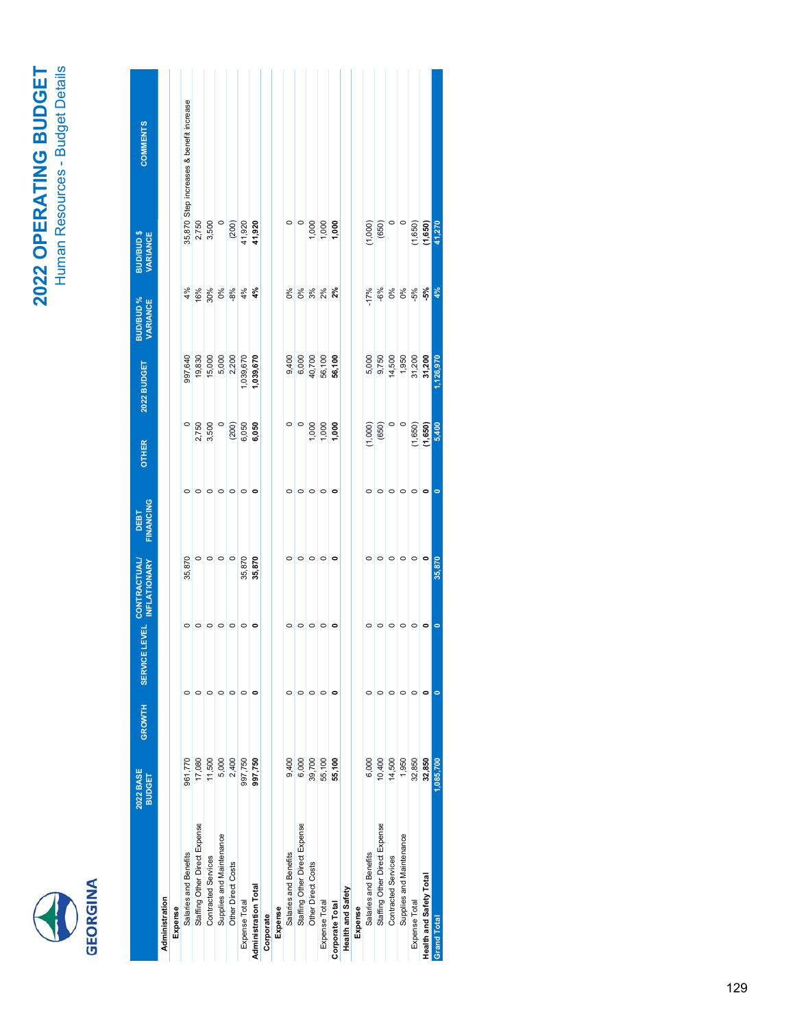# 2022 OPERATING BUDGET
## Human Resources - Budget Details

GEORGINA

| | 2022 BASE BUDGET | GROWTH | SERVICE LEVEL | CONTRACTUAL/ INFLATIONARY | DEBT FINANCING | OTHER | 2022 BUDGET | BUD/BUD % VARIANCE | BUD/BUD $ VARIANCE | COMMENTS |
|---|---|---|---|---|---|---|---|---|---|---|
| **Administration** | | | | | | | | | | |
| **Expense** | | | | | | | | | | |
| Salaries and Benefits | 961,770 | 0 | 0 | 35,870 | 0 | 0 | 997,640 | 4% | 35,870 | Step increases & benefit increase |
| Staffing Other Direct Expense | 17,080 | 0 | 0 | 0 | 0 | 2,750 | 19,830 | 16% | 2,750 | |
| Contracted Services | 11,500 | 0 | 0 | 0 | 0 | 3,500 | 15,000 | 30% | 3,500 | |
| Supplies and Maintenance | 5,000 | 0 | 0 | 0 | 0 | 0 | 5,000 | 0% | 0 | |
| Other Direct Costs | 2,400 | 0 | 0 | 0 | 0 | (200) | 2,200 | -8% | (200) | |
| Expense Total | 997,750 | 0 | 0 | 35,870 | 0 | 6,050 | 1,039,670 | 4% | 41,920 | |
| **Administration Total** | **997,750** | **0** | **0** | **35,870** | **0** | **6,050** | **1,039,670** | **4%** | **41,920** | |
| **Corporate** | | | | | | | | | | |
| **Expense** | | | | | | | | | | |
| Salaries and Benefits | 9,400 | 0 | 0 | 0 | 0 | 0 | 9,400 | 0% | 0 | |
| Staffing Other Direct Expense | 6,000 | 0 | 0 | 0 | 0 | 0 | 6,000 | 0% | 0 | |
| Other Direct Costs | 39,700 | 0 | 0 | 0 | 0 | 1,000 | 40,700 | 3% | 1,000 | |
| Expense Total | 55,100 | 0 | 0 | 0 | 0 | 1,000 | 56,100 | 2% | 1,000 | |
| **Corporate Total** | **55,100** | **0** | **0** | **0** | **0** | **1,000** | **56,100** | **2%** | **1,000** | |
| **Health and Safety** | | | | | | | | | | |
| **Expense** | | | | | | | | | | |
| Salaries and Benefits | 6,000 | 0 | 0 | 0 | 0 | (1,000) | 5,000 | -17% | (1,000) | |
| Staffing Other Direct Expense | 10,400 | 0 | 0 | 0 | 0 | (650) | 9,750 | -6% | (650) | |
| Contracted Services | 14,500 | 0 | 0 | 0 | 0 | 0 | 14,500 | 0% | 0 | |
| Supplies and Maintenance | 1,950 | 0 | 0 | 0 | 0 | 0 | 1,950 | 0% | 0 | |
| Expense Total | 32,850 | 0 | 0 | 0 | 0 | (1,650) | 31,200 | -5% | (1,650) | |
| **Health and Safety Total** | **32,850** | **0** | **0** | **0** | **0** | **(1,650)** | **31,200** | **-5%** | **(1,650)** | |
| **Grand Total** | **1,085,700** | **0** | **0** | **35,870** | **0** | **5,400** | **1,126,970** | **4%** | **41,270** | |